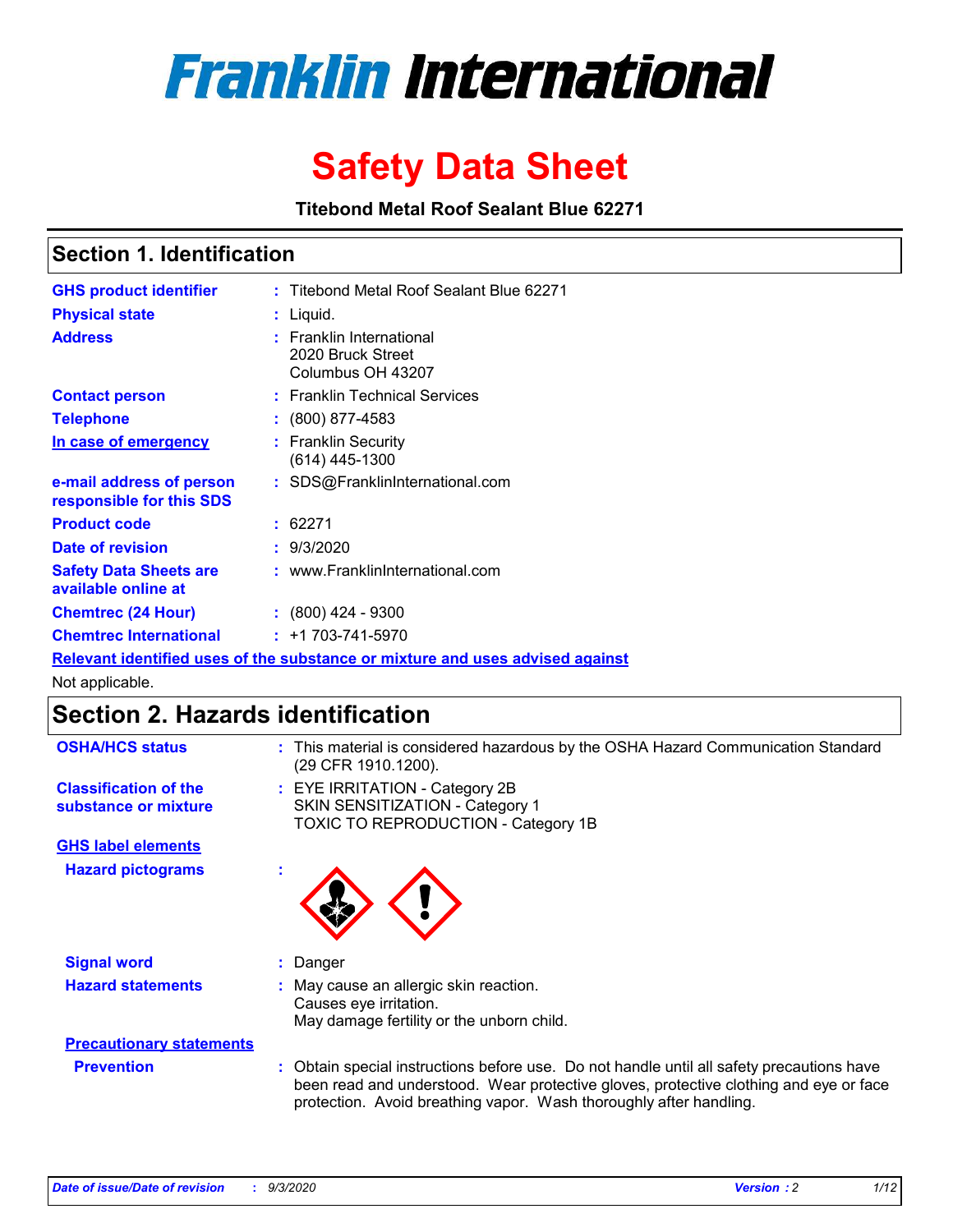# Franklin International

# Safety Data Sheet

**Titebond Metal Roof Sealant Blue 62271**

## Section 1. Identification

| | | |
|---|---|---|
| **GHS product identifier** | : | Titebond Metal Roof Sealant Blue 62271 |
| **Physical state** | : | Liquid. |
| **Address** | : | Franklin International<br>2020 Bruck Street<br>Columbus OH 43207 |
| **Contact person** | : | Franklin Technical Services |
| **Telephone** | : | (800) 877-4583 |
| **In case of emergency** | : | Franklin Security<br>(614) 445-1300 |
| **e-mail address of person responsible for this SDS** | : | SDS@FranklinInternational.com |
| **Product code** | : | 62271 |
| **Date of revision** | : | 9/3/2020 |
| **Safety Data Sheets are available online at** | : | www.FranklinInternational.com |
| **Chemtrec (24 Hour)** | : | (800) 424 - 9300 |
| **Chemtrec International** | : | +1 703-741-5970 |

**Relevant identified uses of the substance or mixture and uses advised against**

Not applicable.

## Section 2. Hazards identification

| | | |
|---|---|---|
| **OSHA/HCS status** | : | This material is considered hazardous by the OSHA Hazard Communication Standard (29 CFR 1910.1200). |
| **Classification of the substance or mixture** | : | EYE IRRITATION - Category 2B<br>SKIN SENSITIZATION - Category 1<br>TOXIC TO REPRODUCTION - Category 1B |

**GHS label elements**

| | | |
|---|---|---|
| **Hazard pictograms** | : | |
| **Signal word** | : | Danger |
| **Hazard statements** | : | May cause an allergic skin reaction.<br>Causes eye irritation.<br>May damage fertility or the unborn child. |

**Precautionary statements**

| | | |
|---|---|---|
| **Prevention** | : | Obtain special instructions before use. Do not handle until all safety precautions have been read and understood. Wear protective gloves, protective clothing and eye or face protection. Avoid breathing vapor. Wash thoroughly after handling. |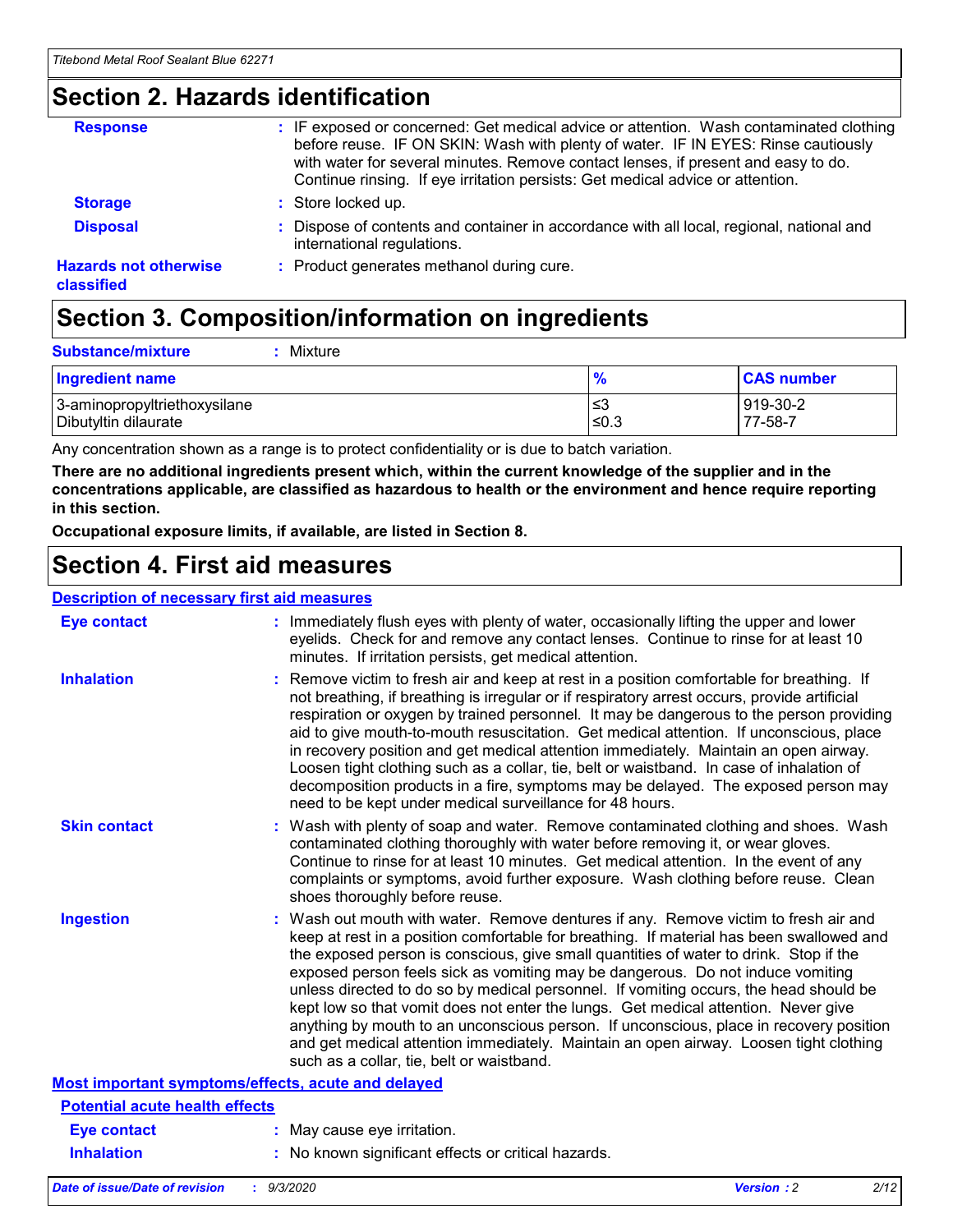## Section 2. Hazards identification

**Response** : IF exposed or concerned: Get medical advice or attention. Wash contaminated clothing before reuse. IF ON SKIN: Wash with plenty of water. IF IN EYES: Rinse cautiously with water for several minutes. Remove contact lenses, if present and easy to do. Continue rinsing. If eye irritation persists: Get medical advice or attention.

**Storage** : Store locked up.

**Disposal** : Dispose of contents and container in accordance with all local, regional, national and international regulations.

**Hazards not otherwise classified** : Product generates methanol during cure.

## Section 3. Composition/information on ingredients

**Substance/mixture** : Mixture

| Ingredient name | % | CAS number |
|---|---|---|
| 3-aminopropyltriethoxysilane | ≤3 | 919-30-2 |
| Dibutyltin dilaurate | ≤0.3 | 77-58-7 |

Any concentration shown as a range is to protect confidentiality or is due to batch variation.

**There are no additional ingredients present which, within the current knowledge of the supplier and in the concentrations applicable, are classified as hazardous to health or the environment and hence require reporting in this section.**

**Occupational exposure limits, if available, are listed in Section 8.**

## Section 4. First aid measures

### Description of necessary first aid measures

**Eye contact** : Immediately flush eyes with plenty of water, occasionally lifting the upper and lower eyelids. Check for and remove any contact lenses. Continue to rinse for at least 10 minutes. If irritation persists, get medical attention.

**Inhalation** : Remove victim to fresh air and keep at rest in a position comfortable for breathing. If not breathing, if breathing is irregular or if respiratory arrest occurs, provide artificial respiration or oxygen by trained personnel. It may be dangerous to the person providing aid to give mouth-to-mouth resuscitation. Get medical attention. If unconscious, place in recovery position and get medical attention immediately. Maintain an open airway. Loosen tight clothing such as a collar, tie, belt or waistband. In case of inhalation of decomposition products in a fire, symptoms may be delayed. The exposed person may need to be kept under medical surveillance for 48 hours.

**Skin contact** : Wash with plenty of soap and water. Remove contaminated clothing and shoes. Wash contaminated clothing thoroughly with water before removing it, or wear gloves. Continue to rinse for at least 10 minutes. Get medical attention. In the event of any complaints or symptoms, avoid further exposure. Wash clothing before reuse. Clean shoes thoroughly before reuse.

**Ingestion** : Wash out mouth with water. Remove dentures if any. Remove victim to fresh air and keep at rest in a position comfortable for breathing. If material has been swallowed and the exposed person is conscious, give small quantities of water to drink. Stop if the exposed person feels sick as vomiting may be dangerous. Do not induce vomiting unless directed to do so by medical personnel. If vomiting occurs, the head should be kept low so that vomit does not enter the lungs. Get medical attention. Never give anything by mouth to an unconscious person. If unconscious, place in recovery position and get medical attention immediately. Maintain an open airway. Loosen tight clothing such as a collar, tie, belt or waistband.

### Most important symptoms/effects, acute and delayed

#### Potential acute health effects

**Eye contact** : May cause eye irritation.

**Inhalation** : No known significant effects or critical hazards.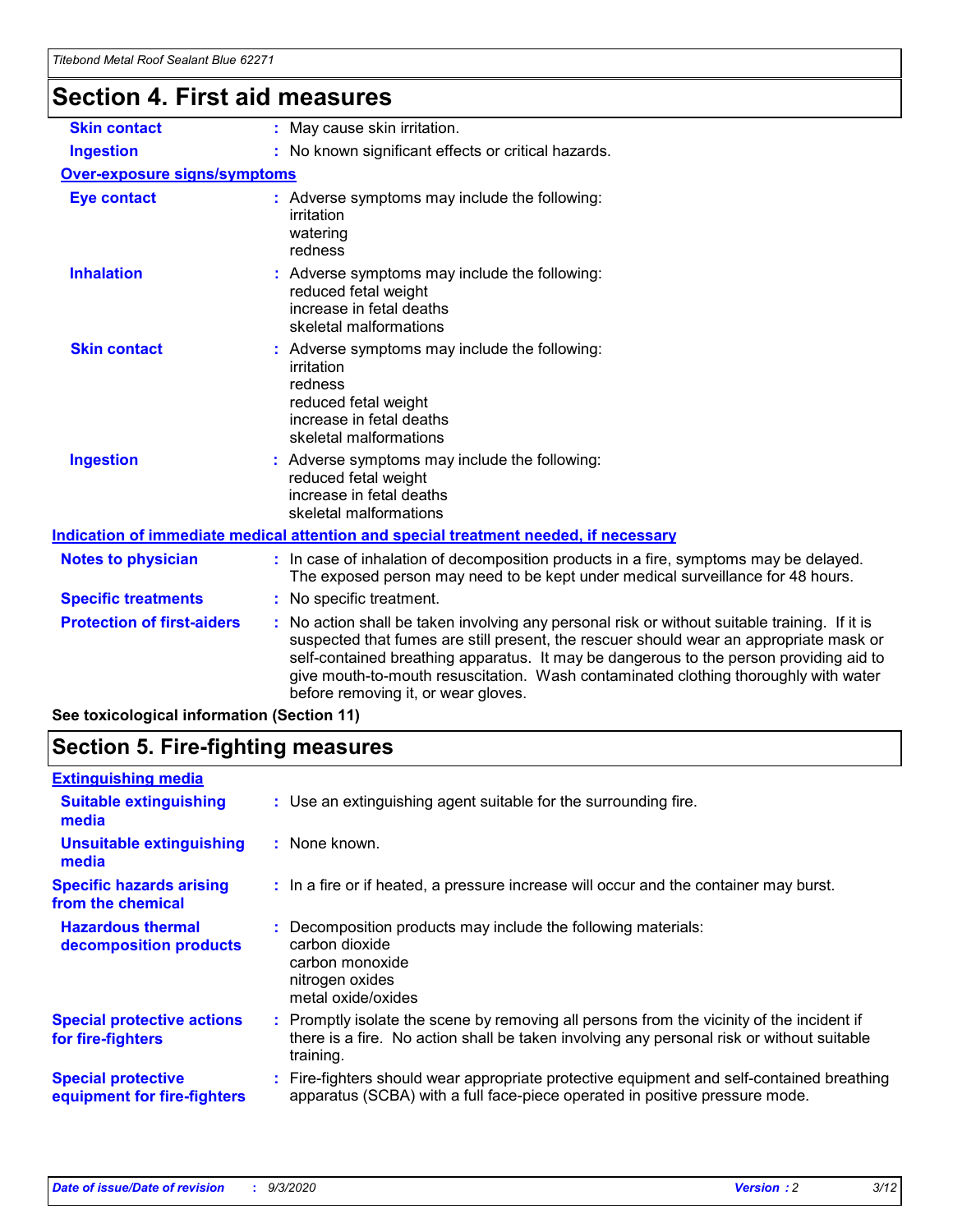# Section 4. First aid measures

| | |
|---|---|
| **Skin contact** | May cause skin irritation. |
| **Ingestion** | No known significant effects or critical hazards. |

**Over-exposure signs/symptoms**

| | |
|---|---|
| **Eye contact** | Adverse symptoms may include the following:<br>irritation<br>watering<br>redness |
| **Inhalation** | Adverse symptoms may include the following:<br>reduced fetal weight<br>increase in fetal deaths<br>skeletal malformations |
| **Skin contact** | Adverse symptoms may include the following:<br>irritation<br>redness<br>reduced fetal weight<br>increase in fetal deaths<br>skeletal malformations |
| **Ingestion** | Adverse symptoms may include the following:<br>reduced fetal weight<br>increase in fetal deaths<br>skeletal malformations |

**Indication of immediate medical attention and special treatment needed, if necessary**

| | |
|---|---|
| **Notes to physician** | In case of inhalation of decomposition products in a fire, symptoms may be delayed. The exposed person may need to be kept under medical surveillance for 48 hours. |
| **Specific treatments** | No specific treatment. |
| **Protection of first-aiders** | No action shall be taken involving any personal risk or without suitable training. If it is suspected that fumes are still present, the rescuer should wear an appropriate mask or self-contained breathing apparatus. It may be dangerous to the person providing aid to give mouth-to-mouth resuscitation. Wash contaminated clothing thoroughly with water before removing it, or wear gloves. |

**See toxicological information (Section 11)**

# Section 5. Fire-fighting measures

**Extinguishing media**

| | |
|---|---|
| **Suitable extinguishing media** | Use an extinguishing agent suitable for the surrounding fire. |
| **Unsuitable extinguishing media** | None known. |
| **Specific hazards arising from the chemical** | In a fire or if heated, a pressure increase will occur and the container may burst. |
| **Hazardous thermal decomposition products** | Decomposition products may include the following materials:<br>carbon dioxide<br>carbon monoxide<br>nitrogen oxides<br>metal oxide/oxides |
| **Special protective actions for fire-fighters** | Promptly isolate the scene by removing all persons from the vicinity of the incident if there is a fire. No action shall be taken involving any personal risk or without suitable training. |
| **Special protective equipment for fire-fighters** | Fire-fighters should wear appropriate protective equipment and self-contained breathing apparatus (SCBA) with a full face-piece operated in positive pressure mode. |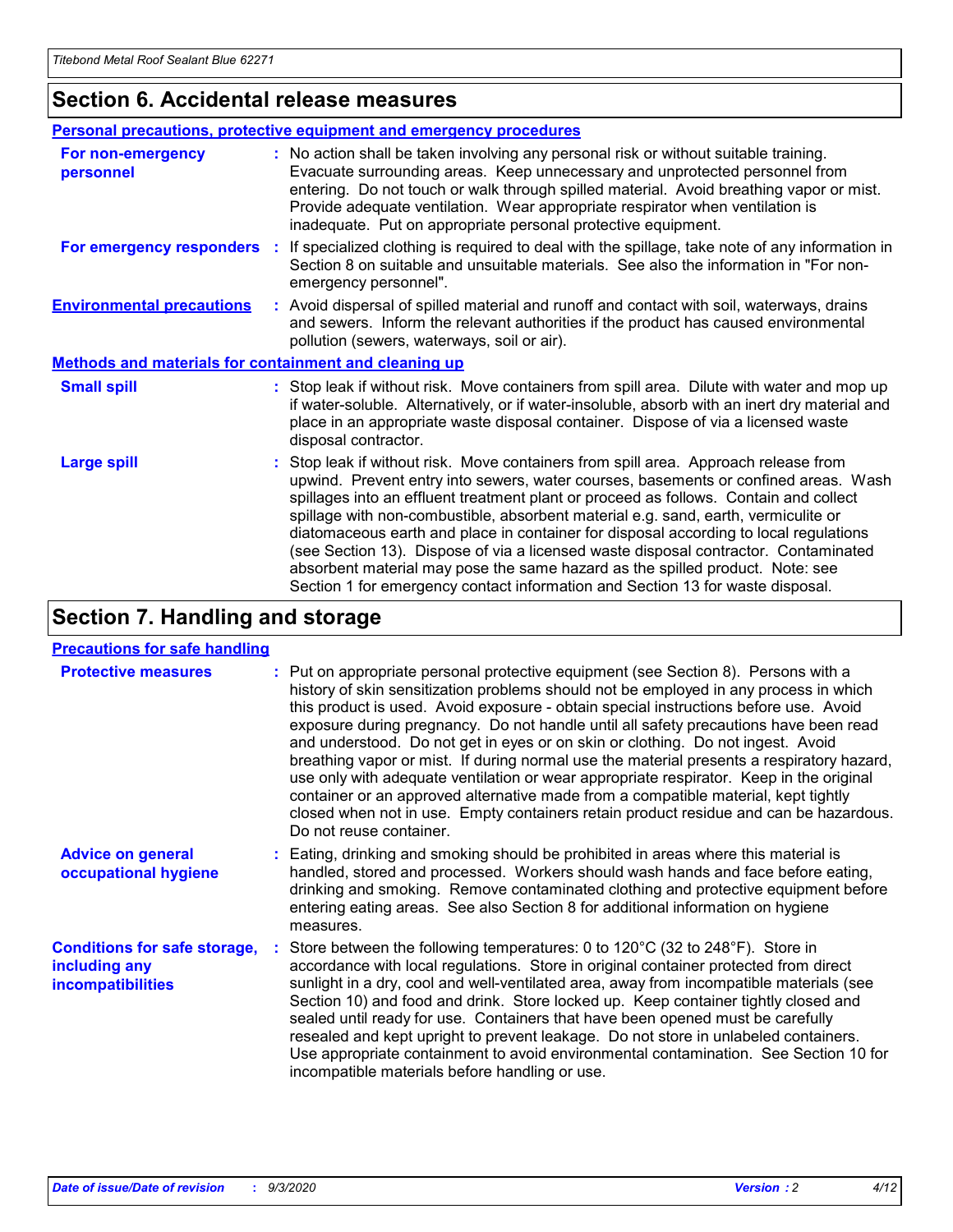## Section 6. Accidental release measures

### Personal precautions, protective equipment and emergency procedures

**For non-emergency personnel** : No action shall be taken involving any personal risk or without suitable training. Evacuate surrounding areas. Keep unnecessary and unprotected personnel from entering. Do not touch or walk through spilled material. Avoid breathing vapor or mist. Provide adequate ventilation. Wear appropriate respirator when ventilation is inadequate. Put on appropriate personal protective equipment.

**For emergency responders** : If specialized clothing is required to deal with the spillage, take note of any information in Section 8 on suitable and unsuitable materials. See also the information in "For non-emergency personnel".

**Environmental precautions** : Avoid dispersal of spilled material and runoff and contact with soil, waterways, drains and sewers. Inform the relevant authorities if the product has caused environmental pollution (sewers, waterways, soil or air).

### Methods and materials for containment and cleaning up

**Small spill** : Stop leak if without risk. Move containers from spill area. Dilute with water and mop up if water-soluble. Alternatively, or if water-insoluble, absorb with an inert dry material and place in an appropriate waste disposal container. Dispose of via a licensed waste disposal contractor.

**Large spill** : Stop leak if without risk. Move containers from spill area. Approach release from upwind. Prevent entry into sewers, water courses, basements or confined areas. Wash spillages into an effluent treatment plant or proceed as follows. Contain and collect spillage with non-combustible, absorbent material e.g. sand, earth, vermiculite or diatomaceous earth and place in container for disposal according to local regulations (see Section 13). Dispose of via a licensed waste disposal contractor. Contaminated absorbent material may pose the same hazard as the spilled product. Note: see Section 1 for emergency contact information and Section 13 for waste disposal.

## Section 7. Handling and storage

### Precautions for safe handling

**Protective measures** : Put on appropriate personal protective equipment (see Section 8). Persons with a history of skin sensitization problems should not be employed in any process in which this product is used. Avoid exposure - obtain special instructions before use. Avoid exposure during pregnancy. Do not handle until all safety precautions have been read and understood. Do not get in eyes or on skin or clothing. Do not ingest. Avoid breathing vapor or mist. If during normal use the material presents a respiratory hazard, use only with adequate ventilation or wear appropriate respirator. Keep in the original container or an approved alternative made from a compatible material, kept tightly closed when not in use. Empty containers retain product residue and can be hazardous. Do not reuse container.

**Advice on general occupational hygiene** : Eating, drinking and smoking should be prohibited in areas where this material is handled, stored and processed. Workers should wash hands and face before eating, drinking and smoking. Remove contaminated clothing and protective equipment before entering eating areas. See also Section 8 for additional information on hygiene measures.

**Conditions for safe storage, including any incompatibilities** : Store between the following temperatures: 0 to 120°C (32 to 248°F). Store in accordance with local regulations. Store in original container protected from direct sunlight in a dry, cool and well-ventilated area, away from incompatible materials (see Section 10) and food and drink. Store locked up. Keep container tightly closed and sealed until ready for use. Containers that have been opened must be carefully resealed and kept upright to prevent leakage. Do not store in unlabeled containers. Use appropriate containment to avoid environmental contamination. See Section 10 for incompatible materials before handling or use.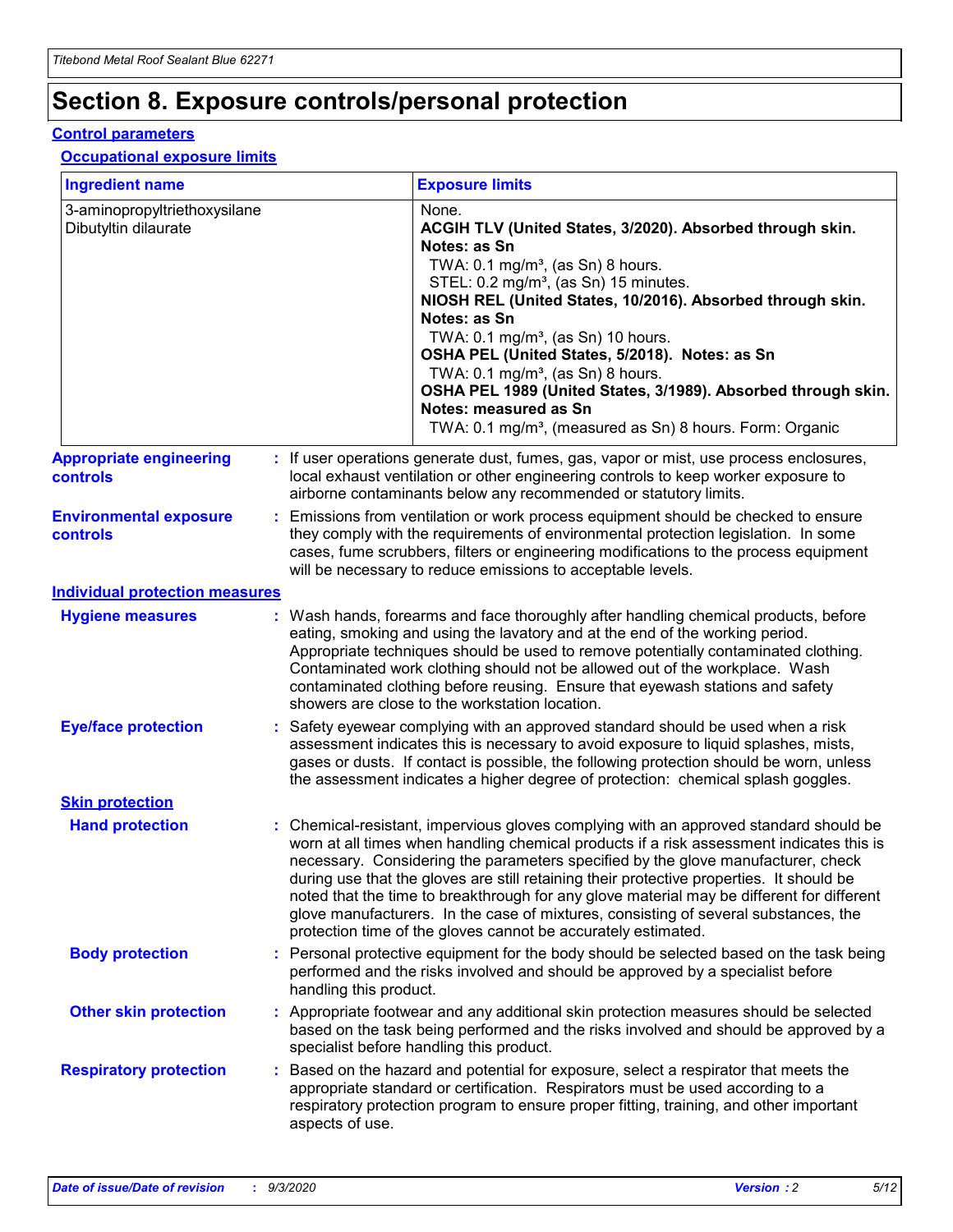# Section 8. Exposure controls/personal protection

## Control parameters

### Occupational exposure limits

| Ingredient name | Exposure limits |
|---|---|
| 3-aminopropyltriethoxysilane | None. |
| Dibutyltin dilaurate | **ACGIH TLV (United States, 3/2020). Absorbed through skin. Notes: as Sn**<br>TWA: 0.1 mg/m³, (as Sn) 8 hours.<br>STEL: 0.2 mg/m³, (as Sn) 15 minutes.<br>**NIOSH REL (United States, 10/2016). Absorbed through skin. Notes: as Sn**<br>TWA: 0.1 mg/m³, (as Sn) 10 hours.<br>**OSHA PEL (United States, 5/2018). Notes: as Sn**<br>TWA: 0.1 mg/m³, (as Sn) 8 hours.<br>**OSHA PEL 1989 (United States, 3/1989). Absorbed through skin. Notes: measured as Sn**<br>TWA: 0.1 mg/m³, (measured as Sn) 8 hours. Form: Organic |

**Appropriate engineering controls** : If user operations generate dust, fumes, gas, vapor or mist, use process enclosures, local exhaust ventilation or other engineering controls to keep worker exposure to airborne contaminants below any recommended or statutory limits.

**Environmental exposure controls** : Emissions from ventilation or work process equipment should be checked to ensure they comply with the requirements of environmental protection legislation. In some cases, fume scrubbers, filters or engineering modifications to the process equipment will be necessary to reduce emissions to acceptable levels.

## Individual protection measures

**Hygiene measures** : Wash hands, forearms and face thoroughly after handling chemical products, before eating, smoking and using the lavatory and at the end of the working period. Appropriate techniques should be used to remove potentially contaminated clothing. Contaminated work clothing should not be allowed out of the workplace. Wash contaminated clothing before reusing. Ensure that eyewash stations and safety showers are close to the workstation location.

**Eye/face protection** : Safety eyewear complying with an approved standard should be used when a risk assessment indicates this is necessary to avoid exposure to liquid splashes, mists, gases or dusts. If contact is possible, the following protection should be worn, unless the assessment indicates a higher degree of protection: chemical splash goggles.

### Skin protection

**Hand protection** : Chemical-resistant, impervious gloves complying with an approved standard should be worn at all times when handling chemical products if a risk assessment indicates this is necessary. Considering the parameters specified by the glove manufacturer, check during use that the gloves are still retaining their protective properties. It should be noted that the time to breakthrough for any glove material may be different for different glove manufacturers. In the case of mixtures, consisting of several substances, the protection time of the gloves cannot be accurately estimated.

**Body protection** : Personal protective equipment for the body should be selected based on the task being performed and the risks involved and should be approved by a specialist before handling this product.

**Other skin protection** : Appropriate footwear and any additional skin protection measures should be selected based on the task being performed and the risks involved and should be approved by a specialist before handling this product.

**Respiratory protection** : Based on the hazard and potential for exposure, select a respirator that meets the appropriate standard or certification. Respirators must be used according to a respiratory protection program to ensure proper fitting, training, and other important aspects of use.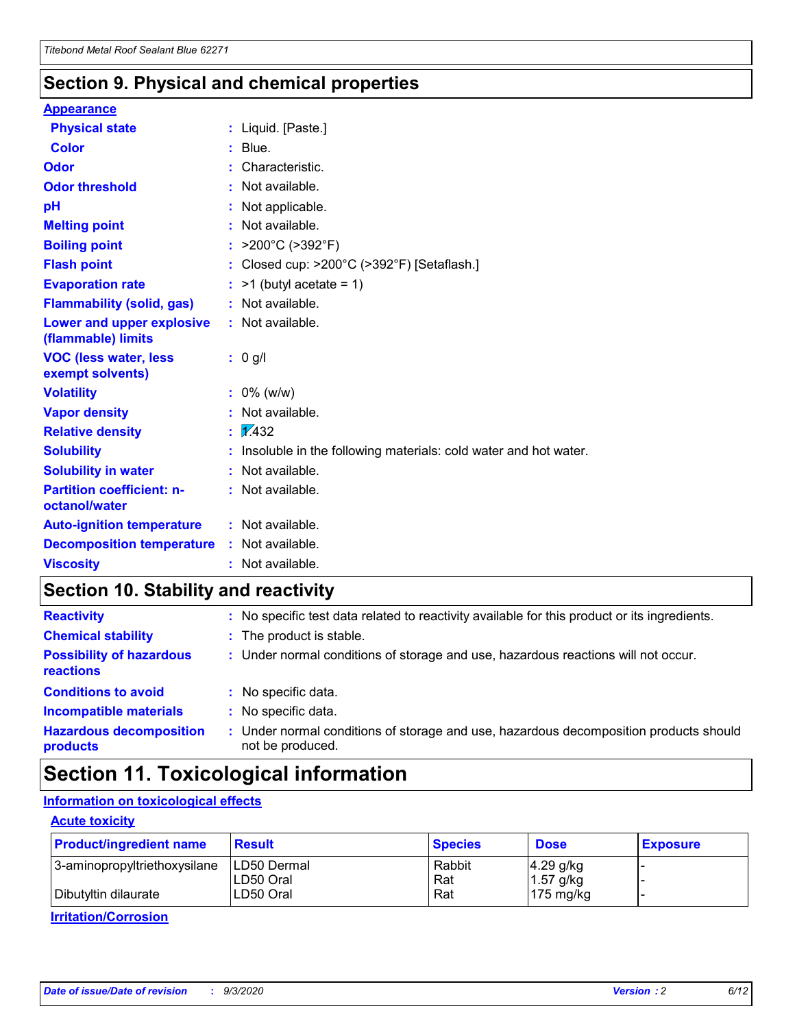## Section 9. Physical and chemical properties

**Appearance**

| | | |
|---|---|---|
| **Physical state** | : | Liquid. [Paste.] |
| **Color** | : | Blue. |
| **Odor** | : | Characteristic. |
| **Odor threshold** | : | Not available. |
| **pH** | : | Not applicable. |
| **Melting point** | : | Not available. |
| **Boiling point** | : | >200°C (>392°F) |
| **Flash point** | : | Closed cup: >200°C (>392°F) [Setaflash.] |
| **Evaporation rate** | : | >1 (butyl acetate = 1) |
| **Flammability (solid, gas)** | : | Not available. |
| **Lower and upper explosive (flammable) limits** | : | Not available. |
| **VOC (less water, less exempt solvents)** | : | 0 g/l |
| **Volatility** | : | 0% (w/w) |
| **Vapor density** | : | Not available. |
| **Relative density** | : | 1.432 |
| **Solubility** | : | Insoluble in the following materials: cold water and hot water. |
| **Solubility in water** | : | Not available. |
| **Partition coefficient: n-octanol/water** | : | Not available. |
| **Auto-ignition temperature** | : | Not available. |
| **Decomposition temperature** | : | Not available. |
| **Viscosity** | : | Not available. |

## Section 10. Stability and reactivity

| | | |
|---|---|---|
| **Reactivity** | : | No specific test data related to reactivity available for this product or its ingredients. |
| **Chemical stability** | : | The product is stable. |
| **Possibility of hazardous reactions** | : | Under normal conditions of storage and use, hazardous reactions will not occur. |
| **Conditions to avoid** | : | No specific data. |
| **Incompatible materials** | : | No specific data. |
| **Hazardous decomposition products** | : | Under normal conditions of storage and use, hazardous decomposition products should not be produced. |

## Section 11. Toxicological information

**Information on toxicological effects**

**Acute toxicity**

| Product/ingredient name | Result | Species | Dose | Exposure |
|---|---|---|---|---|
| 3-aminopropyltriethoxysilane | LD50 Dermal | Rabbit | 4.29 g/kg | - |
| | LD50 Oral | Rat | 1.57 g/kg | - |
| Dibutyltin dilaurate | LD50 Oral | Rat | 175 mg/kg | - |

**Irritation/Corrosion**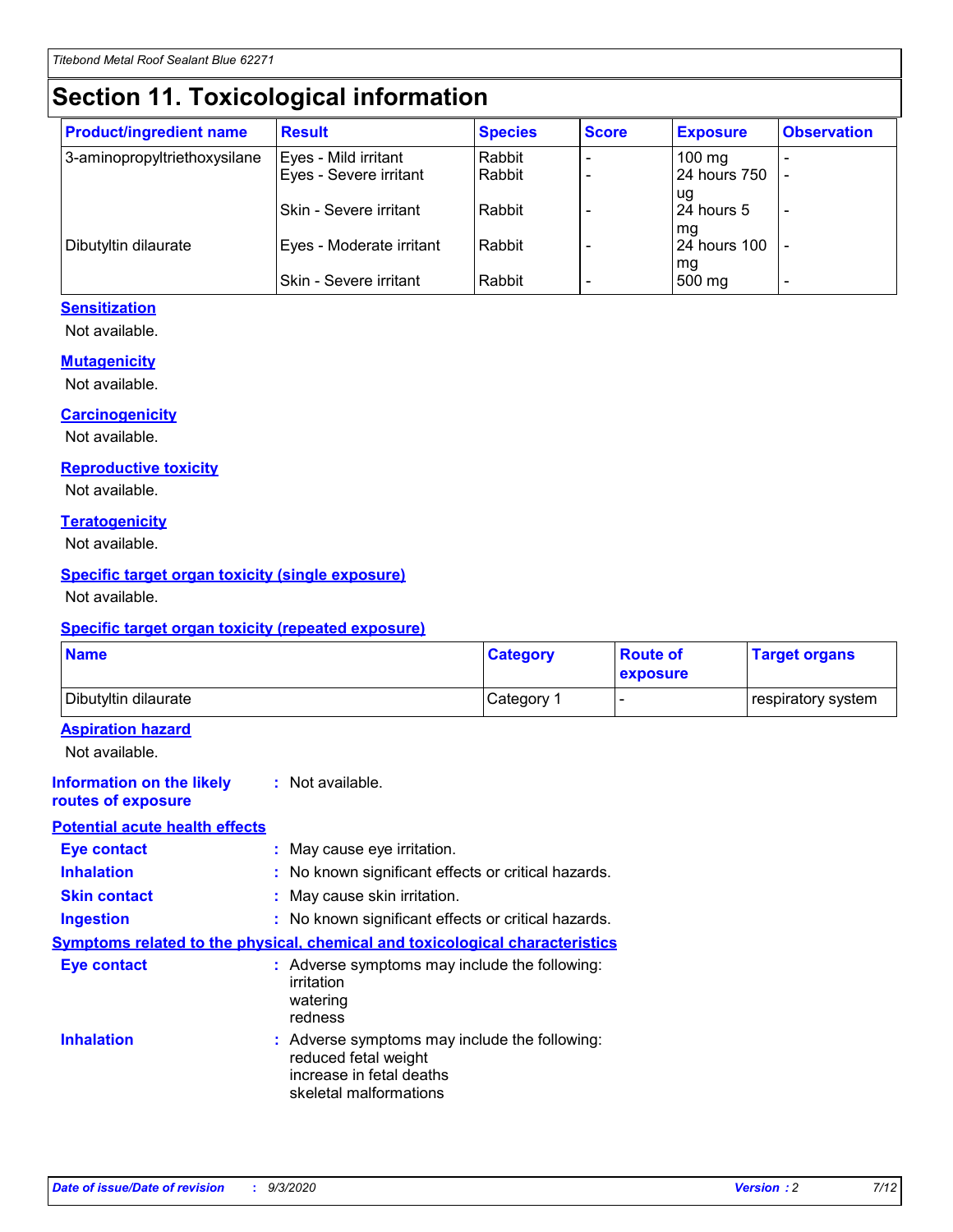# Section 11. Toxicological information

| Product/ingredient name | Result | Species | Score | Exposure | Observation |
|---|---|---|---|---|---|
| 3-aminopropyltriethoxysilane | Eyes - Mild irritant | Rabbit | - | 100 mg | - |
| | Eyes - Severe irritant | Rabbit | - | 24 hours 750 ug | - |
| | Skin - Severe irritant | Rabbit | - | 24 hours 5 mg | - |
| Dibutyltin dilaurate | Eyes - Moderate irritant | Rabbit | - | 24 hours 100 mg | - |
| | Skin - Severe irritant | Rabbit | - | 500 mg | - |

### Sensitization

Not available.

### Mutagenicity

Not available.

### Carcinogenicity

Not available.

### Reproductive toxicity

Not available.

### Teratogenicity

Not available.

### Specific target organ toxicity (single exposure)

Not available.

### Specific target organ toxicity (repeated exposure)

| Name | Category | Route of exposure | Target organs |
|---|---|---|---|
| Dibutyltin dilaurate | Category 1 | - | respiratory system |

### Aspiration hazard

Not available.

**Information on the likely routes of exposure** : Not available.

### Potential acute health effects

**Eye contact** : May cause eye irritation.

**Inhalation** : No known significant effects or critical hazards.

**Skin contact** : May cause skin irritation.

**Ingestion** : No known significant effects or critical hazards.

### Symptoms related to the physical, chemical and toxicological characteristics

**Eye contact** : Adverse symptoms may include the following:
irritation
watering
redness

**Inhalation** : Adverse symptoms may include the following:
reduced fetal weight
increase in fetal deaths
skeletal malformations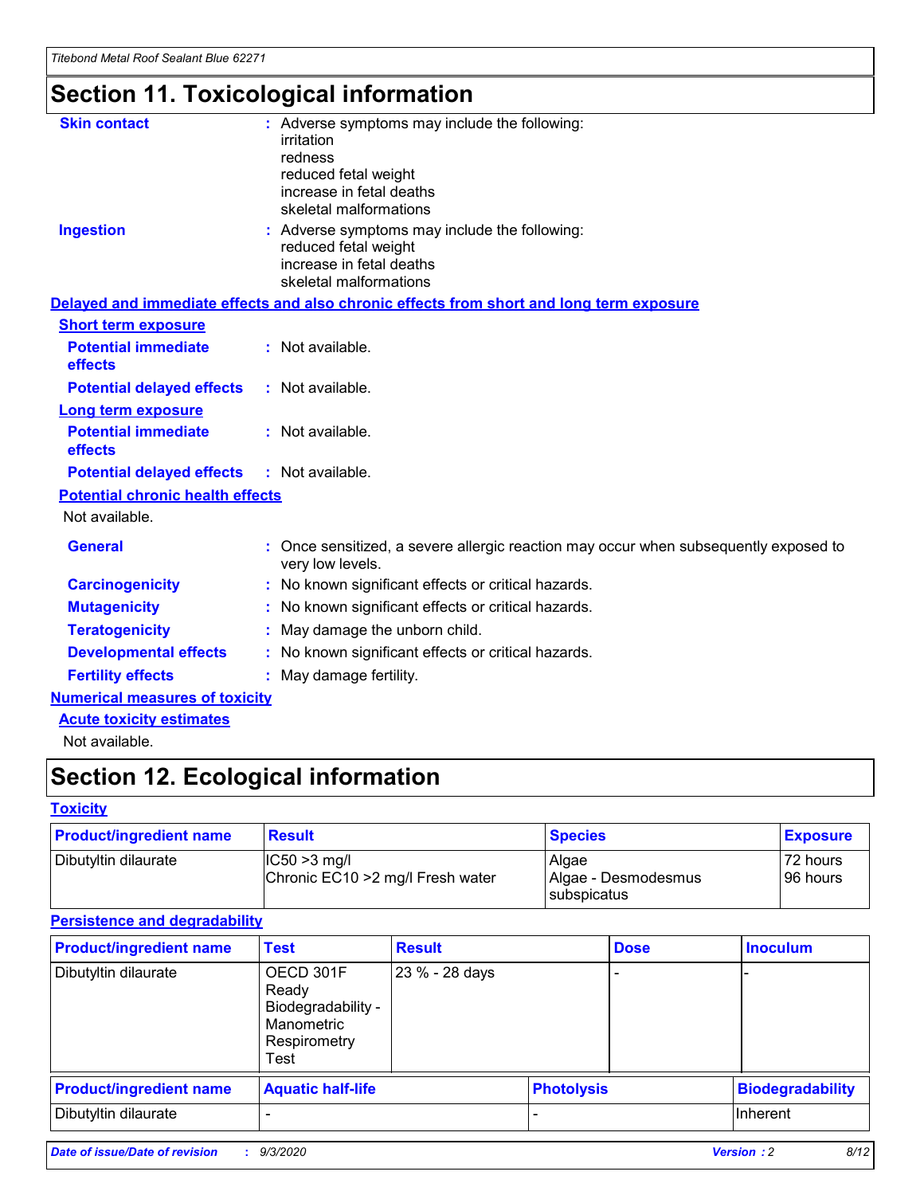# Section 11. Toxicological information

**Skin contact** : Adverse symptoms may include the following:
irritation
redness
reduced fetal weight
increase in fetal deaths
skeletal malformations

**Ingestion** : Adverse symptoms may include the following:
reduced fetal weight
increase in fetal deaths
skeletal malformations

**Delayed and immediate effects and also chronic effects from short and long term exposure**

**Short term exposure**

**Potential immediate effects** : Not available.

**Potential delayed effects** : Not available.

**Long term exposure**

**Potential immediate effects** : Not available.

**Potential delayed effects** : Not available.

**Potential chronic health effects**

Not available.

**General** : Once sensitized, a severe allergic reaction may occur when subsequently exposed to very low levels.

**Carcinogenicity** : No known significant effects or critical hazards.

**Mutagenicity** : No known significant effects or critical hazards.

**Teratogenicity** : May damage the unborn child.

**Developmental effects** : No known significant effects or critical hazards.

**Fertility effects** : May damage fertility.

**Numerical measures of toxicity**

**Acute toxicity estimates**

Not available.

# Section 12. Ecological information

**Toxicity**

| Product/ingredient name | Result | Species | Exposure |
|---|---|---|---|
| Dibutyltin dilaurate | IC50 >3 mg/l<br>Chronic EC10 >2 mg/l Fresh water | Algae<br>Algae - Desmodesmus subspicatus | 72 hours<br>96 hours |

**Persistence and degradability**

| Product/ingredient name | Test | Result | Dose | Inoculum |
|---|---|---|---|---|
| Dibutyltin dilaurate | OECD 301F Ready Biodegradability - Manometric Respirometry Test | 23 % - 28 days | - | - |

| Product/ingredient name | Aquatic half-life | Photolysis | Biodegradability |
|---|---|---|---|
| Dibutyltin dilaurate | - | - | Inherent |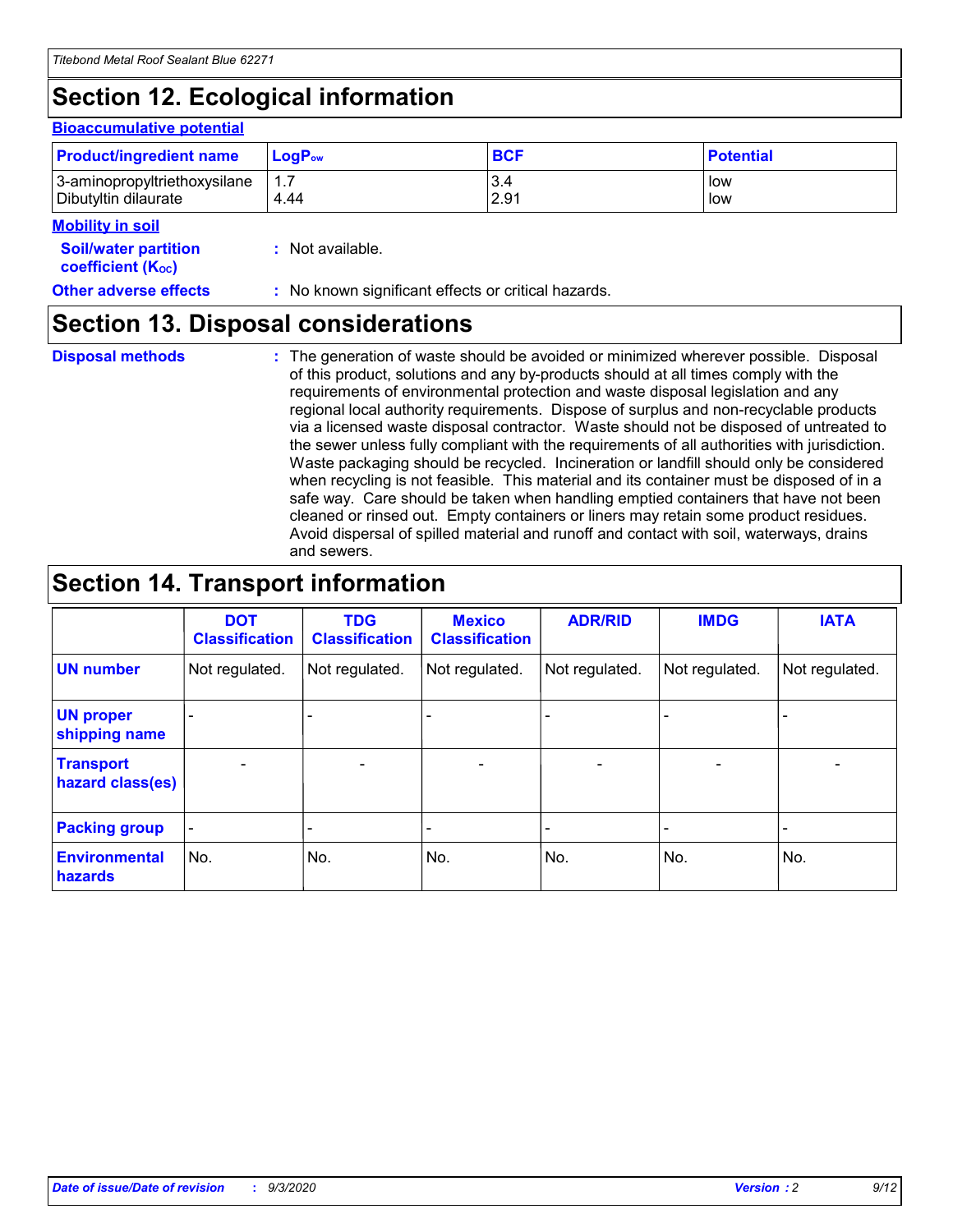# Section 12. Ecological information

### Bioaccumulative potential

| Product/ingredient name | $LogP_{ow}$ | BCF | Potential |
|---|---|---|---|
| 3-aminopropyltriethoxysilane | 1.7 | 3.4 | low |
| Dibutyltin dilaurate | 4.44 | 2.91 | low |

### Mobility in soil

**Soil/water partition coefficient ($K_{OC}$)** : Not available.

**Other adverse effects** : No known significant effects or critical hazards.

# Section 13. Disposal considerations

**Disposal methods** : The generation of waste should be avoided or minimized wherever possible. Disposal of this product, solutions and any by-products should at all times comply with the requirements of environmental protection and waste disposal legislation and any regional local authority requirements. Dispose of surplus and non-recyclable products via a licensed waste disposal contractor. Waste should not be disposed of untreated to the sewer unless fully compliant with the requirements of all authorities with jurisdiction. Waste packaging should be recycled. Incineration or landfill should only be considered when recycling is not feasible. This material and its container must be disposed of in a safe way. Care should be taken when handling emptied containers that have not been cleaned or rinsed out. Empty containers or liners may retain some product residues. Avoid dispersal of spilled material and runoff and contact with soil, waterways, drains and sewers.

# Section 14. Transport information

| | DOT Classification | TDG Classification | Mexico Classification | ADR/RID | IMDG | IATA |
|---|---|---|---|---|---|---|
| **UN number** | Not regulated. | Not regulated. | Not regulated. | Not regulated. | Not regulated. | Not regulated. |
| **UN proper shipping name** | - | - | - | - | - | - |
| **Transport hazard class(es)** | - | - | - | - | - | - |
| **Packing group** | - | - | - | - | - | - |
| **Environmental hazards** | No. | No. | No. | No. | No. | No. |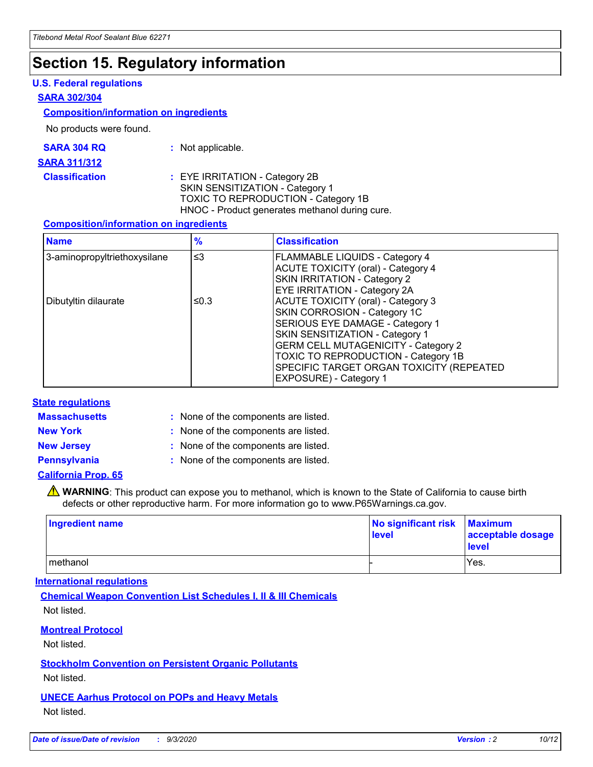# Section 15. Regulatory information

## U.S. Federal regulations

### SARA 302/304

#### Composition/information on ingredients

No products were found.

**SARA 304 RQ** : Not applicable.

### SARA 311/312

**Classification** : EYE IRRITATION - Category 2B
SKIN SENSITIZATION - Category 1
TOXIC TO REPRODUCTION - Category 1B
HNOC - Product generates methanol during cure.

#### Composition/information on ingredients

| Name | % | Classification |
|---|---|---|
| 3-aminopropyltriethoxysilane | ≤3 | FLAMMABLE LIQUIDS - Category 4<br>ACUTE TOXICITY (oral) - Category 4<br>SKIN IRRITATION - Category 2<br>EYE IRRITATION - Category 2A |
| Dibutyltin dilaurate | ≤0.3 | ACUTE TOXICITY (oral) - Category 3<br>SKIN CORROSION - Category 1C<br>SERIOUS EYE DAMAGE - Category 1<br>SKIN SENSITIZATION - Category 1<br>GERM CELL MUTAGENICITY - Category 2<br>TOXIC TO REPRODUCTION - Category 1B<br>SPECIFIC TARGET ORGAN TOXICITY (REPEATED EXPOSURE) - Category 1 |

## State regulations

**Massachusetts** : None of the components are listed.

**New York** : None of the components are listed.

**New Jersey** : None of the components are listed.

**Pennsylvania** : None of the components are listed.

### California Prop. 65

⚠ **WARNING**: This product can expose you to methanol, which is known to the State of California to cause birth defects or other reproductive harm. For more information go to www.P65Warnings.ca.gov.

| Ingredient name | No significant risk level | Maximum acceptable dosage level |
|---|---|---|
| methanol | - | Yes. |

## International regulations

### Chemical Weapon Convention List Schedules I, II & III Chemicals

Not listed.

### Montreal Protocol

Not listed.

### Stockholm Convention on Persistent Organic Pollutants

Not listed.

### UNECE Aarhus Protocol on POPs and Heavy Metals

Not listed.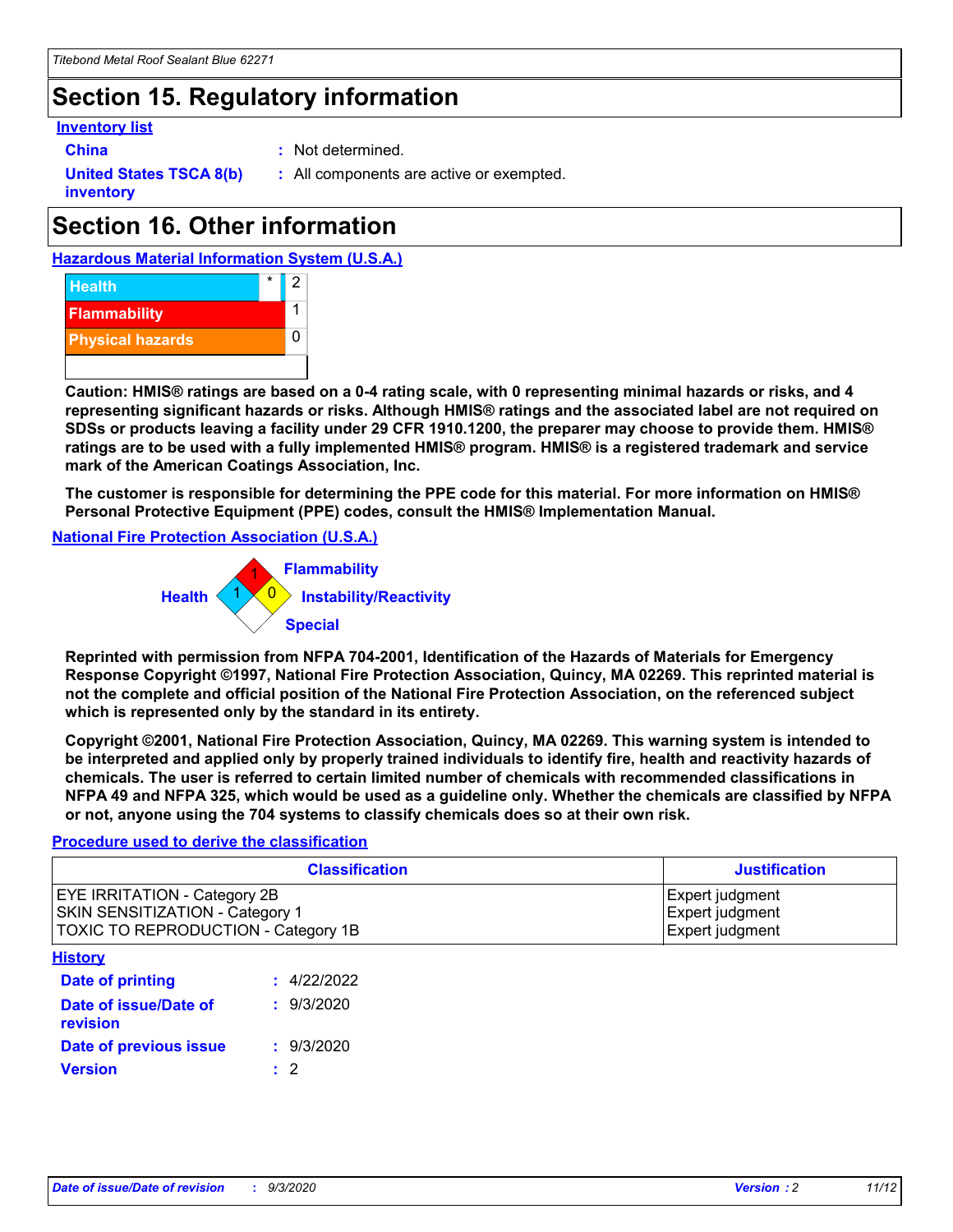# Section 15. Regulatory information

**Inventory list**

**China** : Not determined.

**United States TSCA 8(b) inventory** : All components are active or exempted.

# Section 16. Other information

**Hazardous Material Information System (U.S.A.)**

| | | |
|---|---|---|
| Health | * | 2 |
| Flammability | | 1 |
| Physical hazards | | 0 |
| | | |

**Caution: HMIS® ratings are based on a 0-4 rating scale, with 0 representing minimal hazards or risks, and 4 representing significant hazards or risks. Although HMIS® ratings and the associated label are not required on SDSs or products leaving a facility under 29 CFR 1910.1200, the preparer may choose to provide them. HMIS® ratings are to be used with a fully implemented HMIS® program. HMIS® is a registered trademark and service mark of the American Coatings Association, Inc.**

**The customer is responsible for determining the PPE code for this material. For more information on HMIS® Personal Protective Equipment (PPE) codes, consult the HMIS® Implementation Manual.**

**National Fire Protection Association (U.S.A.)**

Flammability: 1

Health: 1

Instability/Reactivity: 0

Special:

**Reprinted with permission from NFPA 704-2001, Identification of the Hazards of Materials for Emergency Response Copyright ©1997, National Fire Protection Association, Quincy, MA 02269. This reprinted material is not the complete and official position of the National Fire Protection Association, on the referenced subject which is represented only by the standard in its entirety.**

**Copyright ©2001, National Fire Protection Association, Quincy, MA 02269. This warning system is intended to be interpreted and applied only by properly trained individuals to identify fire, health and reactivity hazards of chemicals. The user is referred to certain limited number of chemicals with recommended classifications in NFPA 49 and NFPA 325, which would be used as a guideline only. Whether the chemicals are classified by NFPA or not, anyone using the 704 systems to classify chemicals does so at their own risk.**

**Procedure used to derive the classification**

| Classification | Justification |
|---|---|
| EYE IRRITATION - Category 2B | Expert judgment |
| SKIN SENSITIZATION - Category 1 | Expert judgment |
| TOXIC TO REPRODUCTION - Category 1B | Expert judgment |

**History**

**Date of printing** : 4/22/2022

**Date of issue/Date of revision** : 9/3/2020

**Date of previous issue** : 9/3/2020

**Version** : 2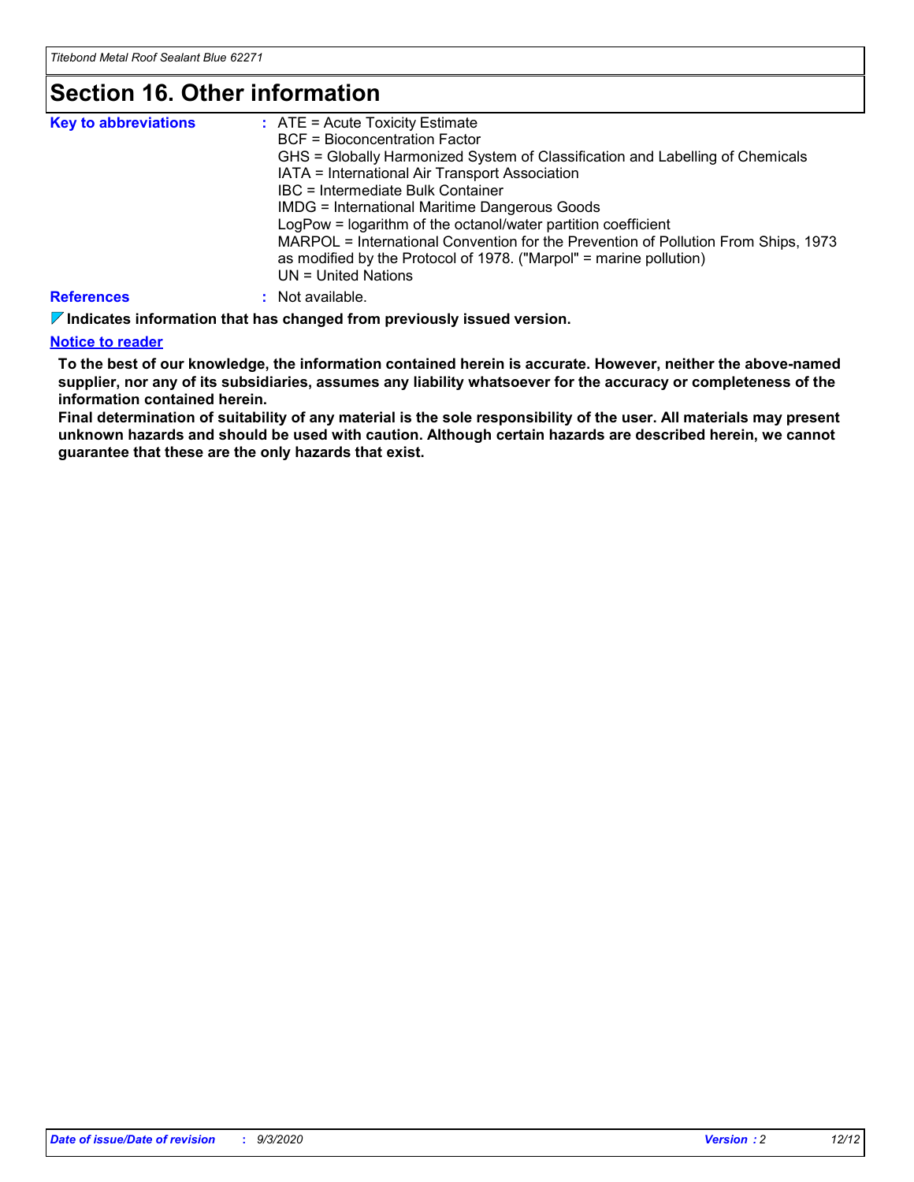# Section 16. Other information

**Key to abbreviations** : ATE = Acute Toxicity Estimate
BCF = Bioconcentration Factor
GHS = Globally Harmonized System of Classification and Labelling of Chemicals
IATA = International Air Transport Association
IBC = Intermediate Bulk Container
IMDG = International Maritime Dangerous Goods
LogPow = logarithm of the octanol/water partition coefficient
MARPOL = International Convention for the Prevention of Pollution From Ships, 1973 as modified by the Protocol of 1978. ("Marpol" = marine pollution)
UN = United Nations

**References** : Not available.

**Indicates information that has changed from previously issued version.**

**Notice to reader**

**To the best of our knowledge, the information contained herein is accurate. However, neither the above-named supplier, nor any of its subsidiaries, assumes any liability whatsoever for the accuracy or completeness of the information contained herein.**

**Final determination of suitability of any material is the sole responsibility of the user. All materials may present unknown hazards and should be used with caution. Although certain hazards are described herein, we cannot guarantee that these are the only hazards that exist.**